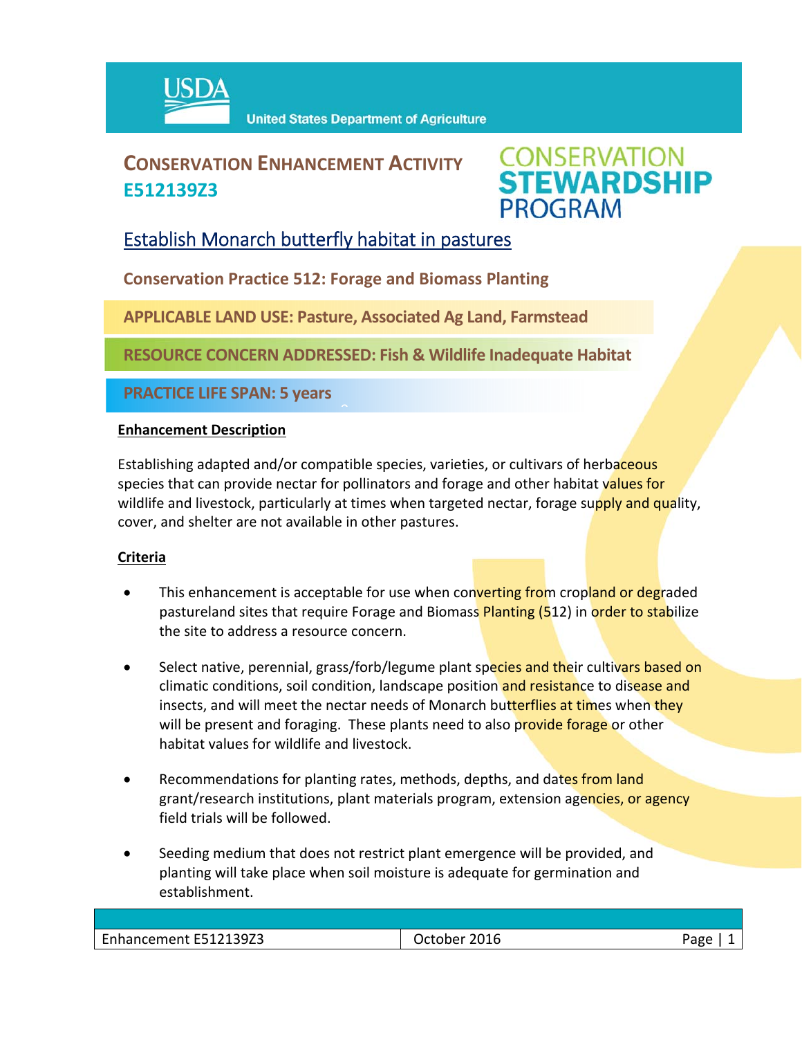USDA United States Department of Agriculture

# CONSERVATION ENHANCEMENT ACTIVITY E512139Z3

CONSERVATION STEWARDSHIP PROGRAM

## Establish Monarch butterfly habitat in pastures

**Conservation Practice 512: Forage and Biomass Planting**

**APPLICABLE LAND USE: Pasture, Associated Ag Land, Farmstead**

**RESOURCE CONCERN ADDRESSED: Fish & Wildlife Inadequate Habitat**

**PRACTICE LIFE SPAN: 5 years**

### Enhancement Description

Establishing adapted and/or compatible species, varieties, or cultivars of herbaceous species that can provide nectar for pollinators and forage and other habitat values for wildlife and livestock, particularly at times when targeted nectar, forage supply and quality, cover, and shelter are not available in other pastures.

### Criteria

- This enhancement is acceptable for use when converting from cropland or degraded pastureland sites that require Forage and Biomass Planting (512) in order to stabilize the site to address a resource concern.
- Select native, perennial, grass/forb/legume plant species and their cultivars based on climatic conditions, soil condition, landscape position and resistance to disease and insects, and will meet the nectar needs of Monarch butterflies at times when they will be present and foraging. These plants need to also provide forage or other habitat values for wildlife and livestock.
- Recommendations for planting rates, methods, depths, and dates from land grant/research institutions, plant materials program, extension agencies, or agency field trials will be followed.
- Seeding medium that does not restrict plant emergence will be provided, and planting will take place when soil moisture is adequate for germination and establishment.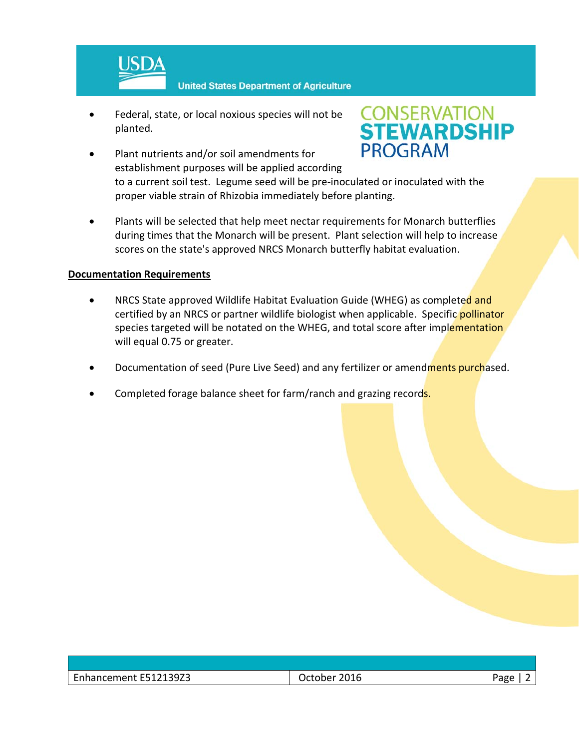- Federal, state, or local noxious species will not be planted.
- Plant nutrients and/or soil amendments for establishment purposes will be applied according to a current soil test. Legume seed will be pre-inoculated or inoculated with the proper viable strain of Rhizobia immediately before planting.
- Plants will be selected that help meet nectar requirements for Monarch butterflies during times that the Monarch will be present. Plant selection will help to increase scores on the state's approved NRCS Monarch butterfly habitat evaluation.

**Documentation Requirements**

- NRCS State approved Wildlife Habitat Evaluation Guide (WHEG) as completed and certified by an NRCS or partner wildlife biologist when applicable. Specific pollinator species targeted will be notated on the WHEG, and total score after implementation will equal 0.75 or greater.
- Documentation of seed (Pure Live Seed) and any fertilizer or amendments purchased.
- Completed forage balance sheet for farm/ranch and grazing records.